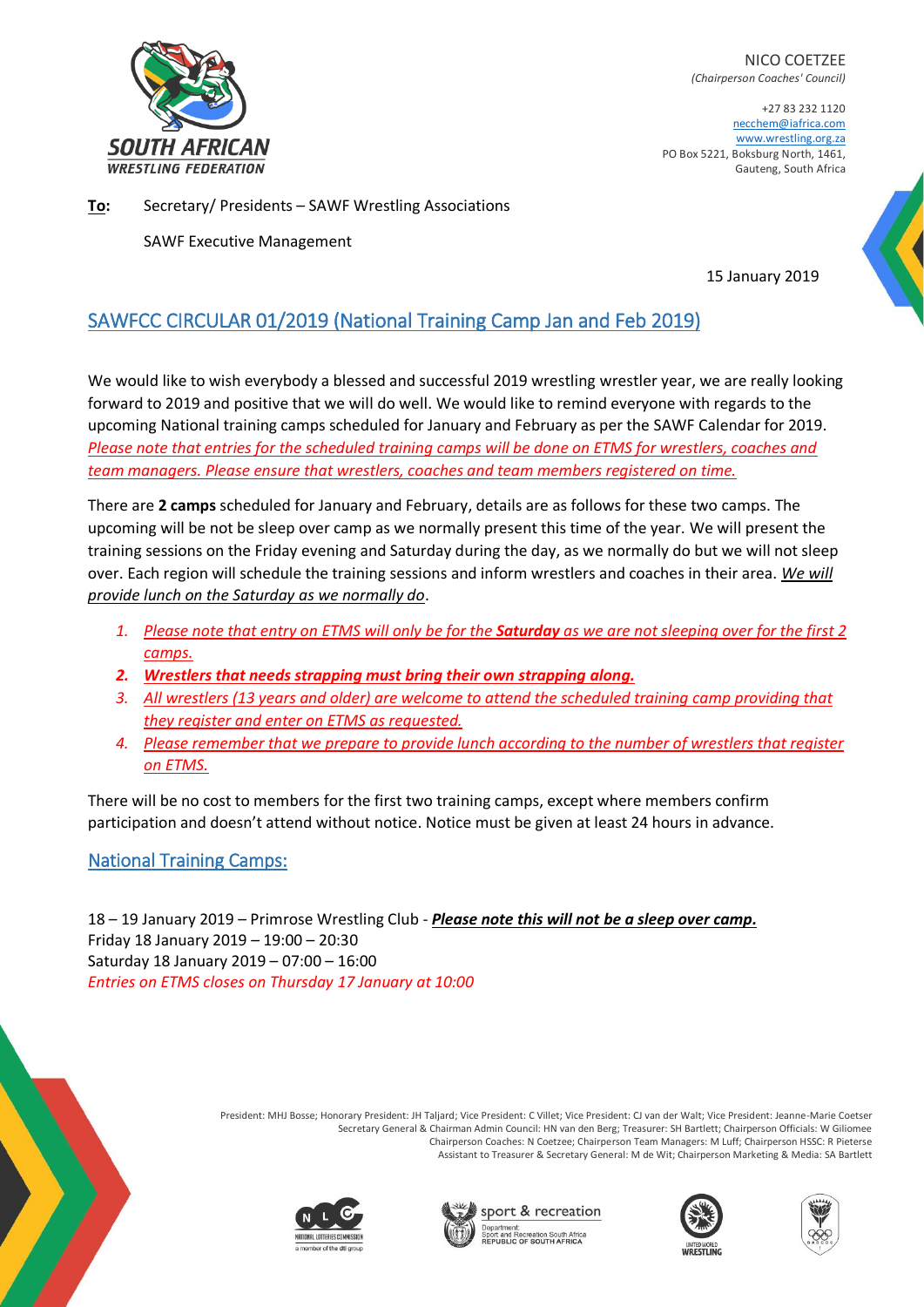SOUTH AFRICAN WRESTLING FEDERATION

NICO COETZEE
*(Chairperson Coaches' Council)*

+27 83 232 1120
necchem@iafrica.com
www.wrestling.org.za
PO Box 5221, Boksburg North, 1461,
Gauteng, South Africa

**To:** Secretary/ Presidents – SAWF Wrestling Associations

SAWF Executive Management

15 January 2019

## SAWFCC CIRCULAR 01/2019 (National Training Camp Jan and Feb 2019)

We would like to wish everybody a blessed and successful 2019 wrestling wrestler year, we are really looking forward to 2019 and positive that we will do well. We would like to remind everyone with regards to the upcoming National training camps scheduled for January and February as per the SAWF Calendar for 2019. *Please note that entries for the scheduled training camps will be done on ETMS for wrestlers, coaches and team managers. Please ensure that wrestlers, coaches and team members registered on time.*

There are **2 camps** scheduled for January and February, details are as follows for these two camps. The upcoming will be not be sleep over camp as we normally present this time of the year. We will present the training sessions on the Friday evening and Saturday during the day, as we normally do but we will not sleep over. Each region will schedule the training sessions and inform wrestlers and coaches in their area. *We will provide lunch on the Saturday as we normally do*.

1. *Please note that entry on ETMS will only be for the **Saturday** as we are not sleeping over for the first 2 camps.*
2. ***Wrestlers that needs strapping must bring their own strapping along.***
3. *All wrestlers (13 years and older) are welcome to attend the scheduled training camp providing that they register and enter on ETMS as requested.*
4. *Please remember that we prepare to provide lunch according to the number of wrestlers that register on ETMS.*

There will be no cost to members for the first two training camps, except where members confirm participation and doesn't attend without notice. Notice must be given at least 24 hours in advance.

### National Training Camps:

18 – 19 January 2019 – Primrose Wrestling Club - ***Please note this will not be a sleep over camp.***
Friday 18 January 2019 – 19:00 – 20:30
Saturday 18 January 2019 – 07:00 – 16:00
*Entries on ETMS closes on Thursday 17 January at 10:00*

President: MHJ Bosse; Honorary President: JH Taljard; Vice President: C Villet; Vice President: CJ van der Walt; Vice President: Jeanne-Marie Coetser
Secretary General & Chairman Admin Council: HN van den Berg; Treasurer: SH Bartlett; Chairperson Officials: W Giliomee
Chairperson Coaches: N Coetzee; Chairperson Team Managers: M Luff; Chairperson HSSC: R Pieterse
Assistant to Treasurer & Secretary General: M de Wit; Chairperson Marketing & Media: SA Bartlett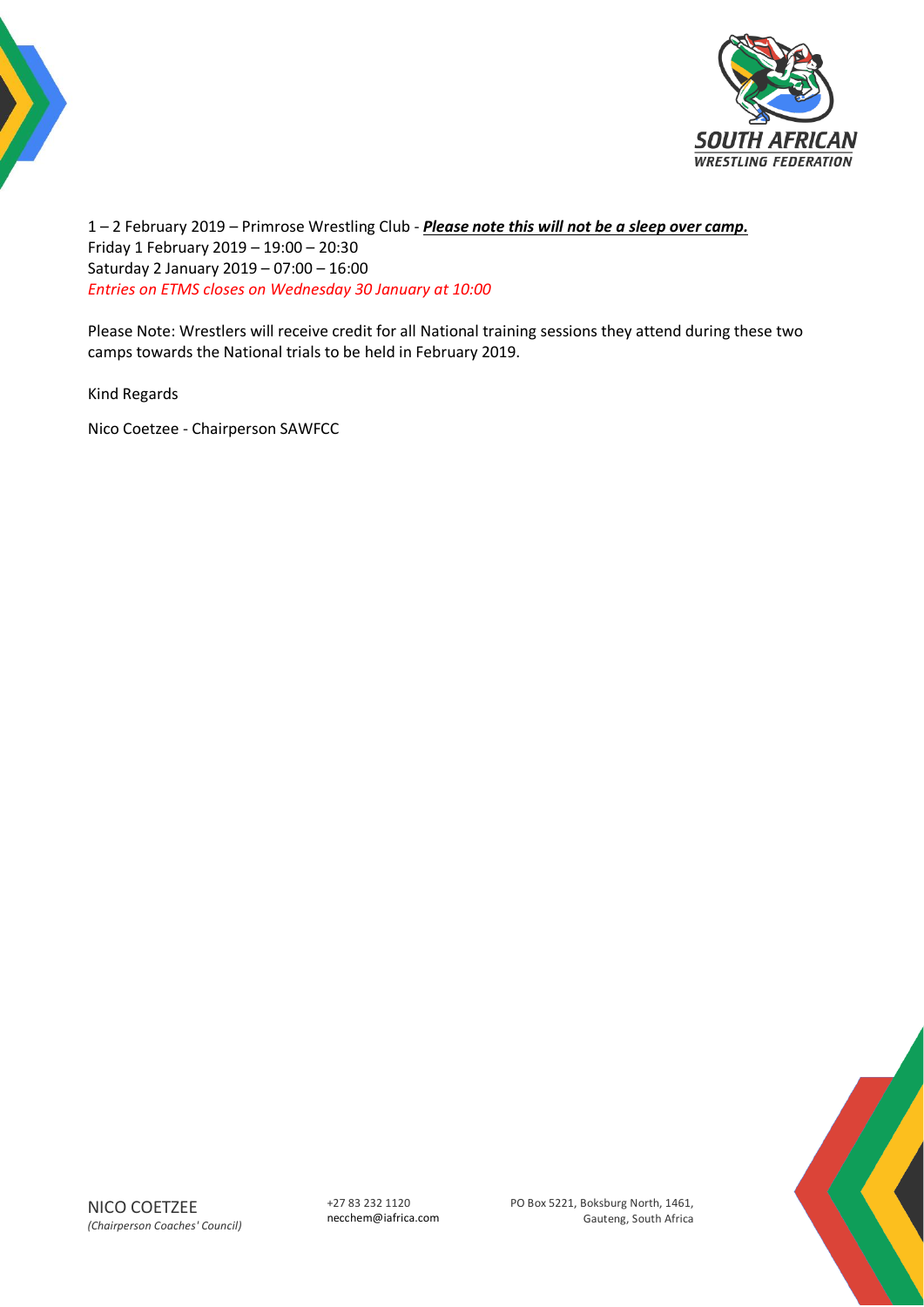1 – 2 February 2019 – Primrose Wrestling Club - ***Please note this will not be a sleep over camp.***
Friday 1 February 2019 – 19:00 – 20:30
Saturday 2 January 2019 – 07:00 – 16:00
*Entries on ETMS closes on Wednesday 30 January at 10:00*

Please Note: Wrestlers will receive credit for all National training sessions they attend during these two camps towards the National trials to be held in February 2019.

Kind Regards

Nico Coetzee - Chairperson SAWFCC

NICO COETZEE
*(Chairperson Coaches' Council)*

+27 83 232 1120
necchem@iafrica.com

PO Box 5221, Boksburg North, 1461,
Gauteng, South Africa